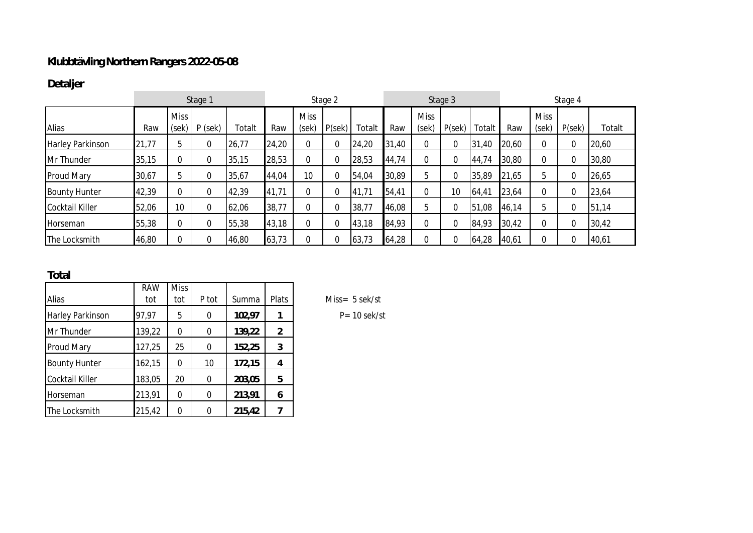# Klubbtävling Northern Rangers 2022-05-08

## Detaljer

| | Stage 1 | | | | Stage 2 | | | | Stage 3 | | | | Stage 4 | | | |
|---|---|---|---|---|---|---|---|---|---|---|---|---|---|---|---|---|
| Alias | Raw | Miss (sek) | P (sek) | Totalt | Raw | Miss (sek) | P(sek) | Totalt | Raw | Miss (sek) | P(sek) | Totalt | Raw | Miss (sek) | P(sek) | Totalt |
| Harley Parkinson | 21,77 | 5 | 0 | 26,77 | 24,20 | 0 | 0 | 24,20 | 31,40 | 0 | 0 | 31,40 | 20,60 | 0 | 0 | 20,60 |
| Mr Thunder | 35,15 | 0 | 0 | 35,15 | 28,53 | 0 | 0 | 28,53 | 44,74 | 0 | 0 | 44,74 | 30,80 | 0 | 0 | 30,80 |
| Proud Mary | 30,67 | 5 | 0 | 35,67 | 44,04 | 10 | 0 | 54,04 | 30,89 | 5 | 0 | 35,89 | 21,65 | 5 | 0 | 26,65 |
| Bounty Hunter | 42,39 | 0 | 0 | 42,39 | 41,71 | 0 | 0 | 41,71 | 54,41 | 0 | 10 | 64,41 | 23,64 | 0 | 0 | 23,64 |
| Cocktail Killer | 52,06 | 10 | 0 | 62,06 | 38,77 | 0 | 0 | 38,77 | 46,08 | 5 | 0 | 51,08 | 46,14 | 5 | 0 | 51,14 |
| Horseman | 55,38 | 0 | 0 | 55,38 | 43,18 | 0 | 0 | 43,18 | 84,93 | 0 | 0 | 84,93 | 30,42 | 0 | 0 | 30,42 |
| The Locksmith | 46,80 | 0 | 0 | 46,80 | 63,73 | 0 | 0 | 63,73 | 64,28 | 0 | 0 | 64,28 | 40,61 | 0 | 0 | 40,61 |

## Total

| Alias | RAW tot | Miss tot | P tot | Summa | Plats |
|---|---|---|---|---|---|
| Harley Parkinson | 97,97 | 5 | 0 | **102,97** | **1** |
| Mr Thunder | 139,22 | 0 | 0 | **139,22** | **2** |
| Proud Mary | 127,25 | 25 | 0 | **152,25** | **3** |
| Bounty Hunter | 162,15 | 0 | 10 | **172,15** | **4** |
| Cocktail Killer | 183,05 | 20 | 0 | **203,05** | **5** |
| Horseman | 213,91 | 0 | 0 | **213,91** | **6** |
| The Locksmith | 215,42 | 0 | 0 | **215,42** | **7** |

Miss= 5 sek/st

P= 10 sek/st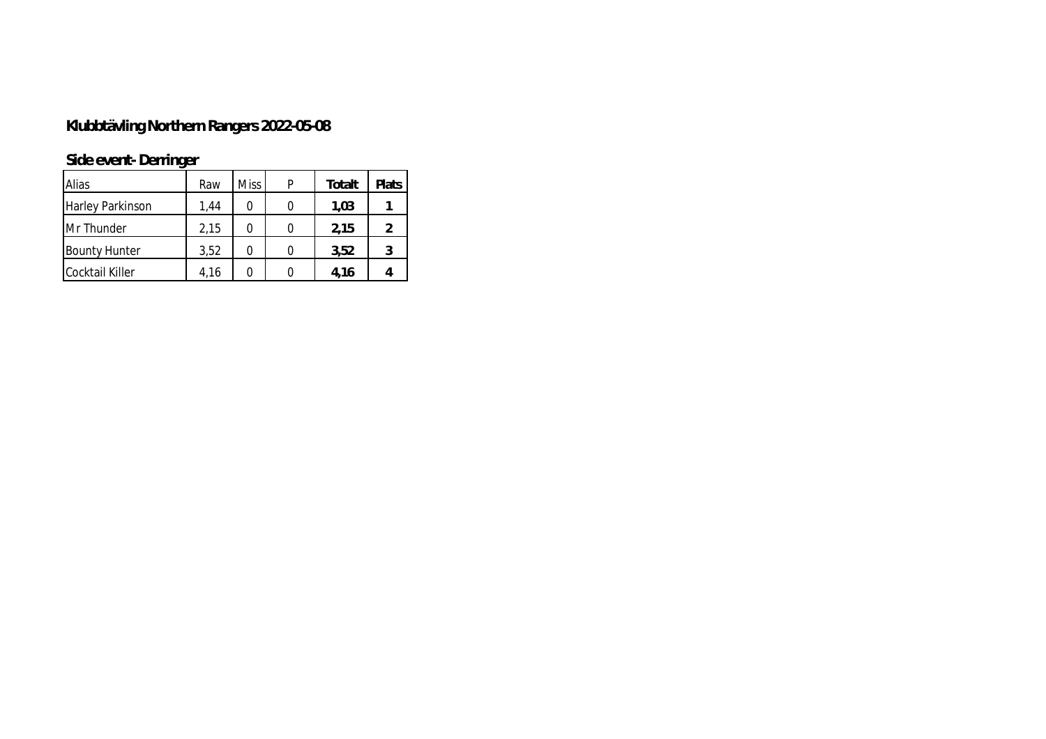## Klubbtävling Northern Rangers 2022-05-08

### Side event - Derringer

| Alias | Raw | Miss | P | **Totalt** | **Plats** |
|---|---|---|---|---|---|
| Harley Parkinson | 1,44 | 0 | 0 | **1,03** | **1** |
| Mr Thunder | 2,15 | 0 | 0 | **2,15** | **2** |
| Bounty Hunter | 3,52 | 0 | 0 | **3,52** | **3** |
| Cocktail Killer | 4,16 | 0 | 0 | **4,16** | **4** |